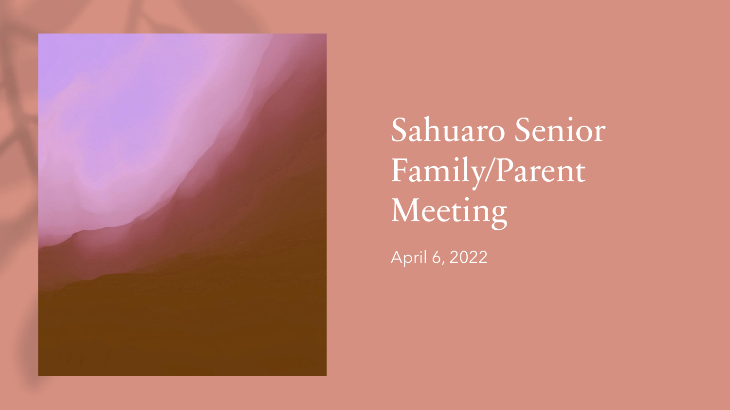# Sahuaro Senior Family/Parent Meeting

April 6, 2022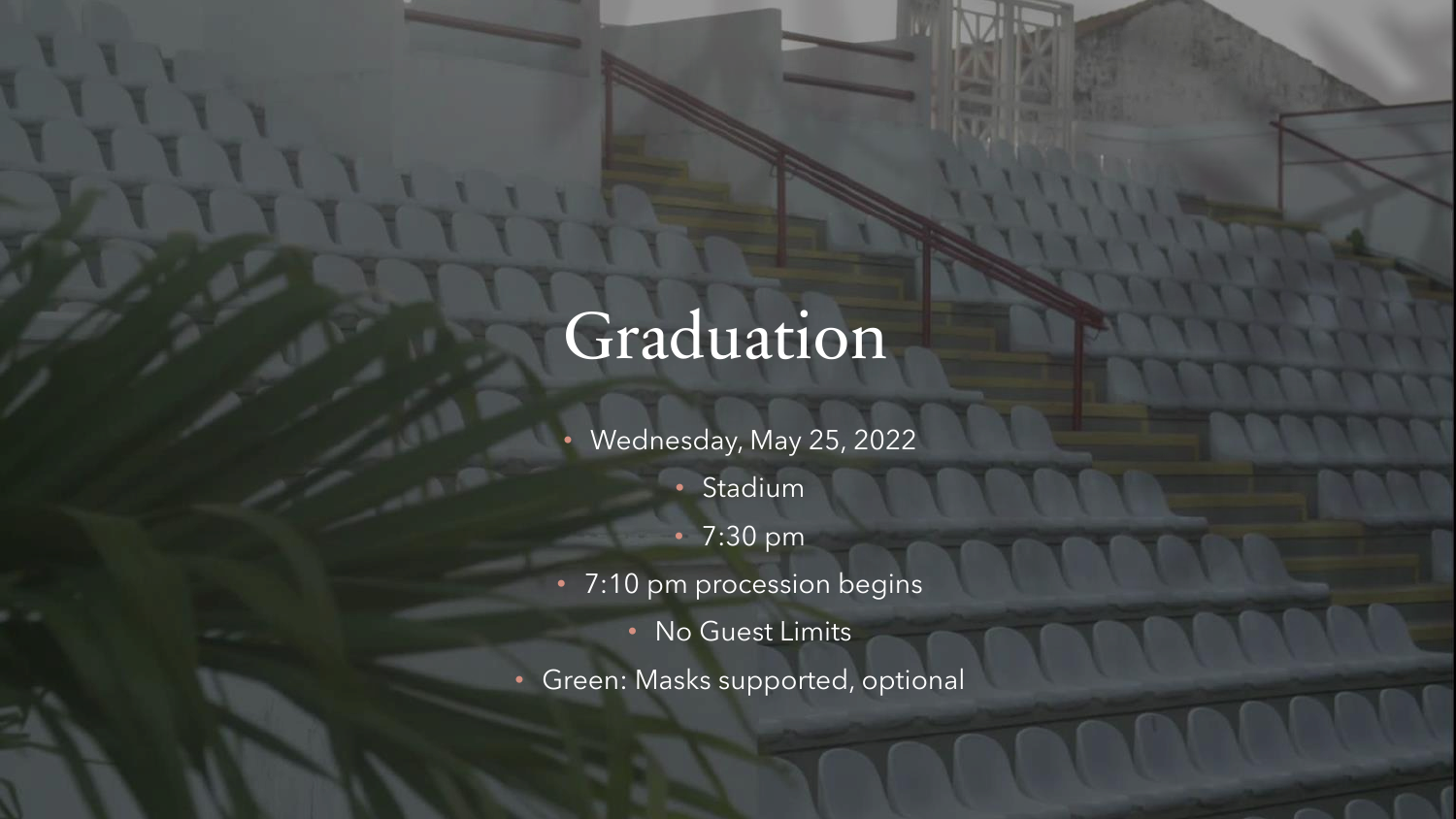# Graduation

- Wednesday, May 25, 2022
- Stadium
- 7:30 pm
- 7:10 pm procession begins
- No Guest Limits
- Green: Masks supported, optional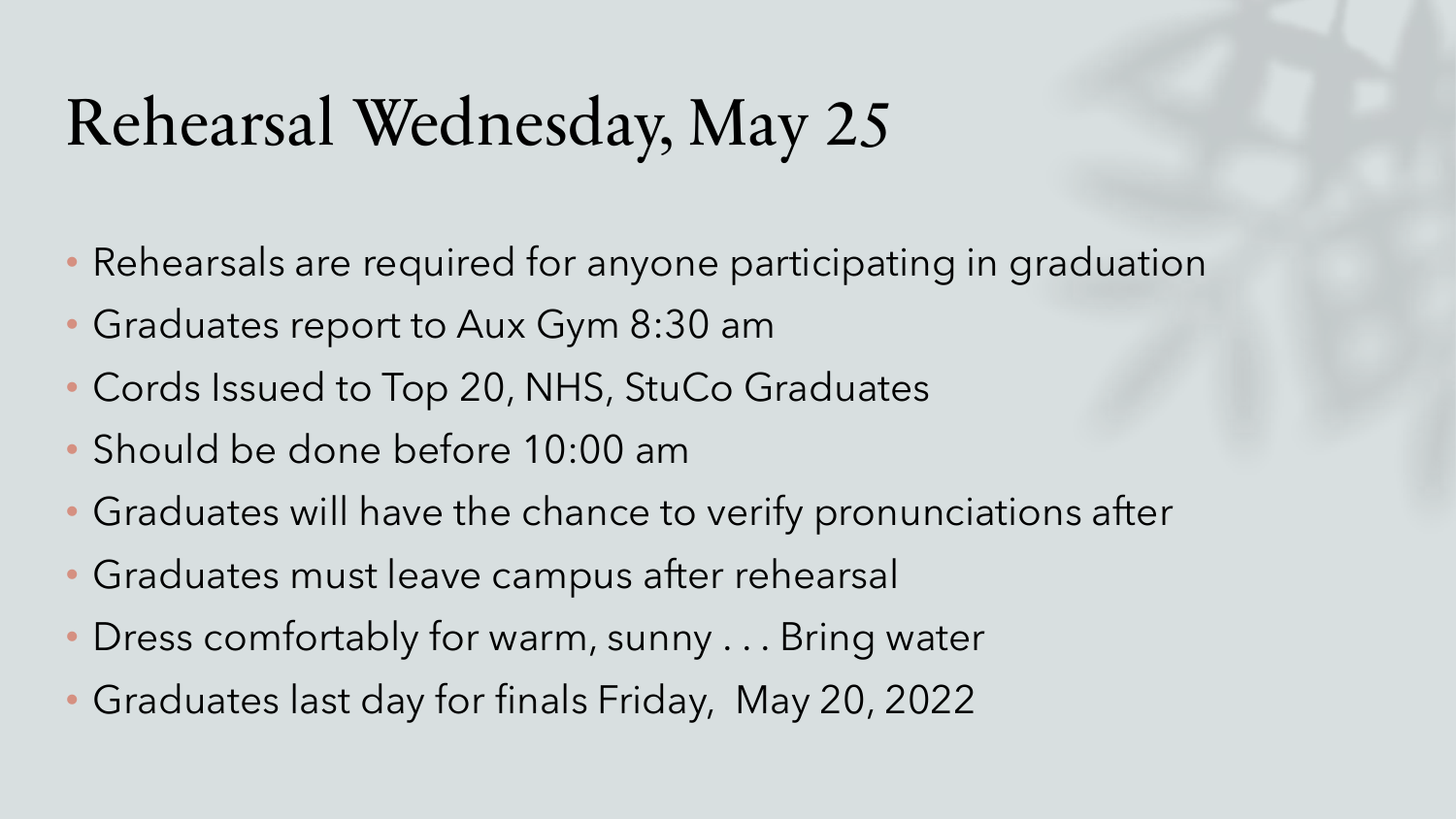# Rehearsal Wednesday, May 25

- Rehearsals are required for anyone participating in graduation
- Graduates report to Aux Gym 8:30 am
- Cords Issued to Top 20, NHS, StuCo Graduates
- Should be done before 10:00 am
- Graduates will have the chance to verify pronunciations after
- Graduates must leave campus after rehearsal
- Dress comfortably for warm, sunny . . . Bring water
- Graduates last day for finals Friday, May 20, 2022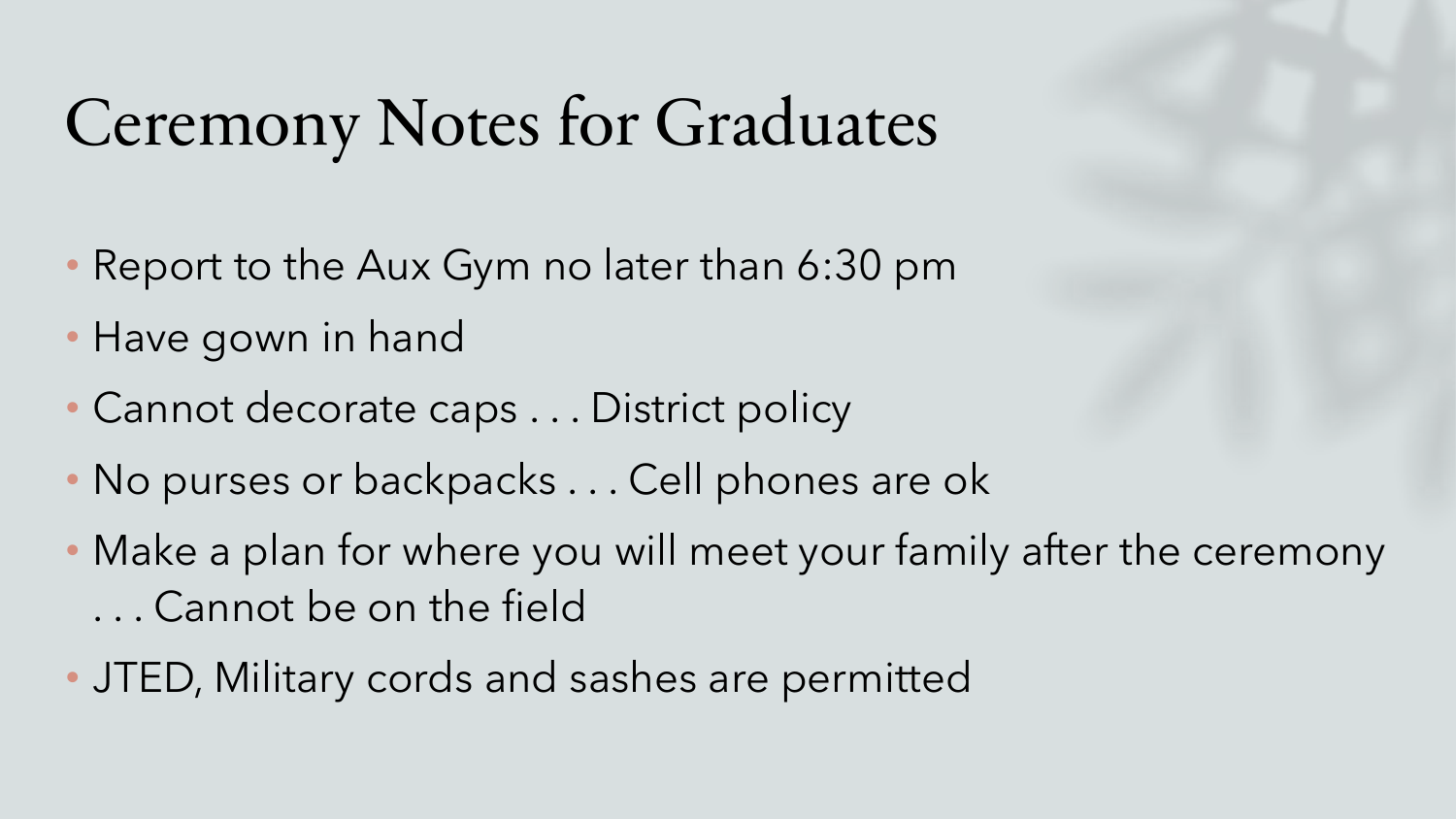# Ceremony Notes for Graduates

- Report to the Aux Gym no later than 6:30 pm
- Have gown in hand
- Cannot decorate caps . . . District policy
- No purses or backpacks . . . Cell phones are ok
- Make a plan for where you will meet your family after the ceremony . . . Cannot be on the field
- JTED, Military cords and sashes are permitted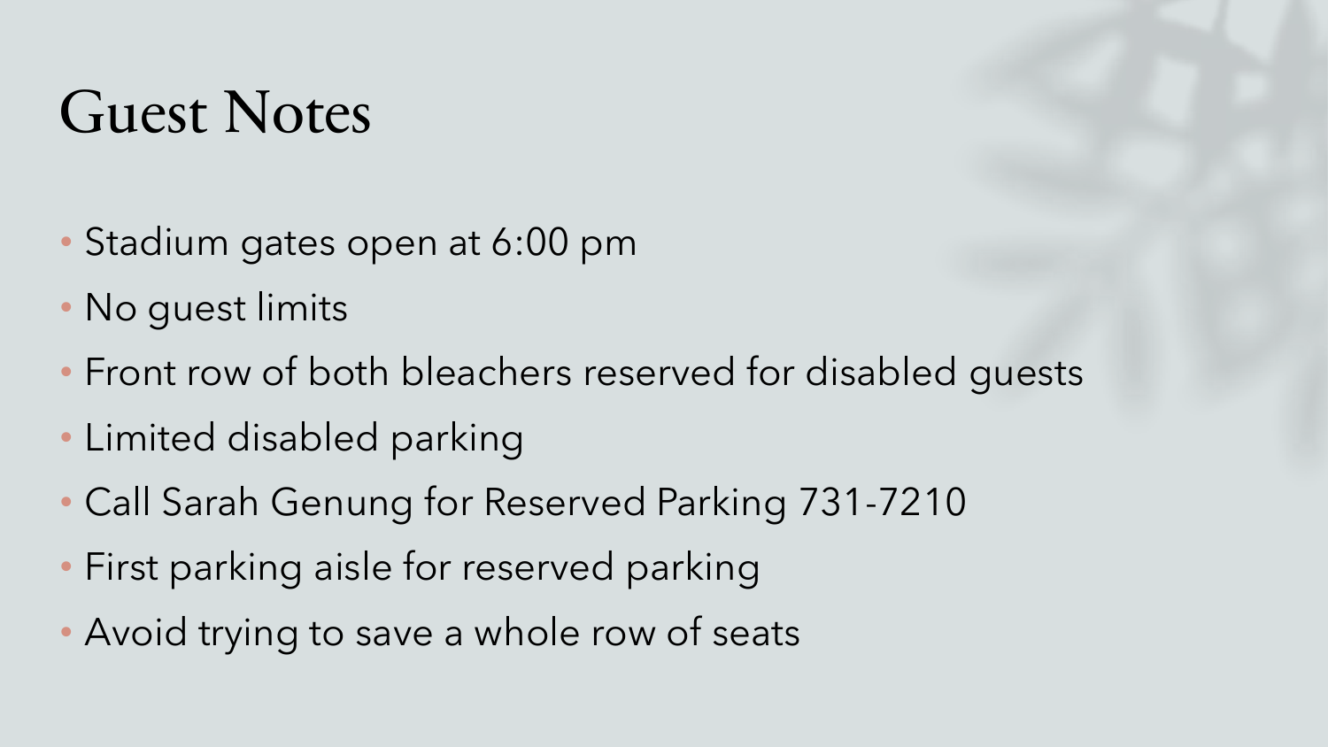# Guest Notes

- Stadium gates open at 6:00 pm
- No guest limits
- Front row of both bleachers reserved for disabled guests
- Limited disabled parking
- Call Sarah Genung for Reserved Parking 731-7210
- First parking aisle for reserved parking
- Avoid trying to save a whole row of seats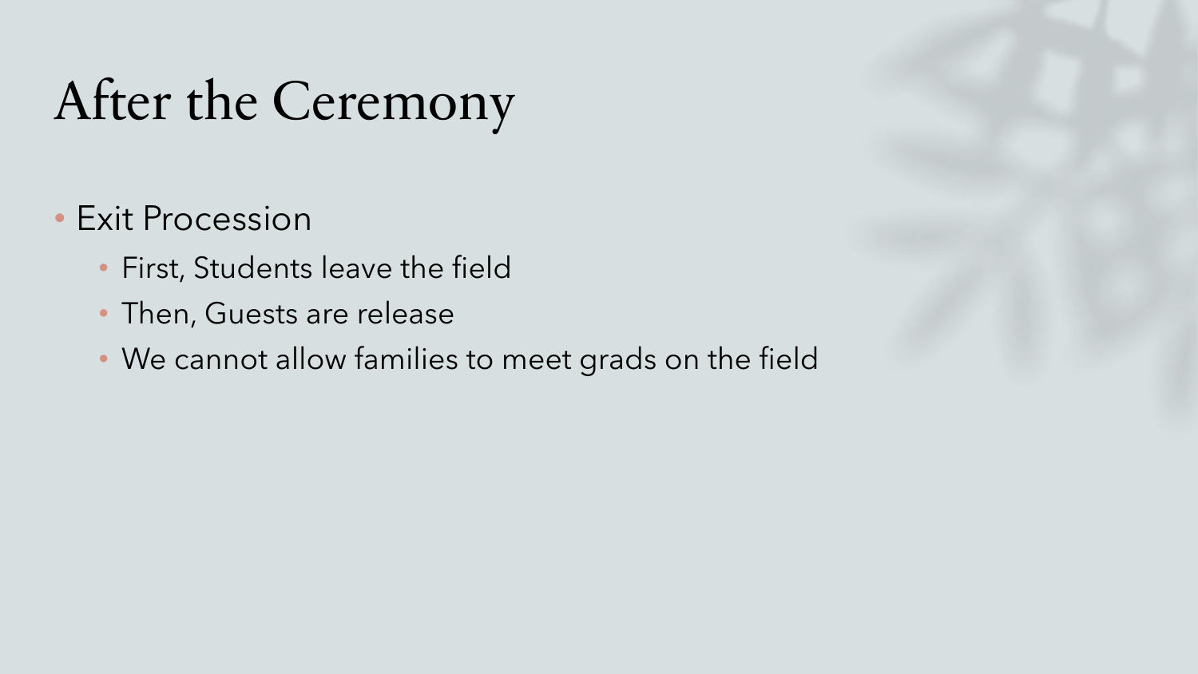# After the Ceremony

- Exit Procession
  - First, Students leave the field
  - Then, Guests are release
  - We cannot allow families to meet grads on the field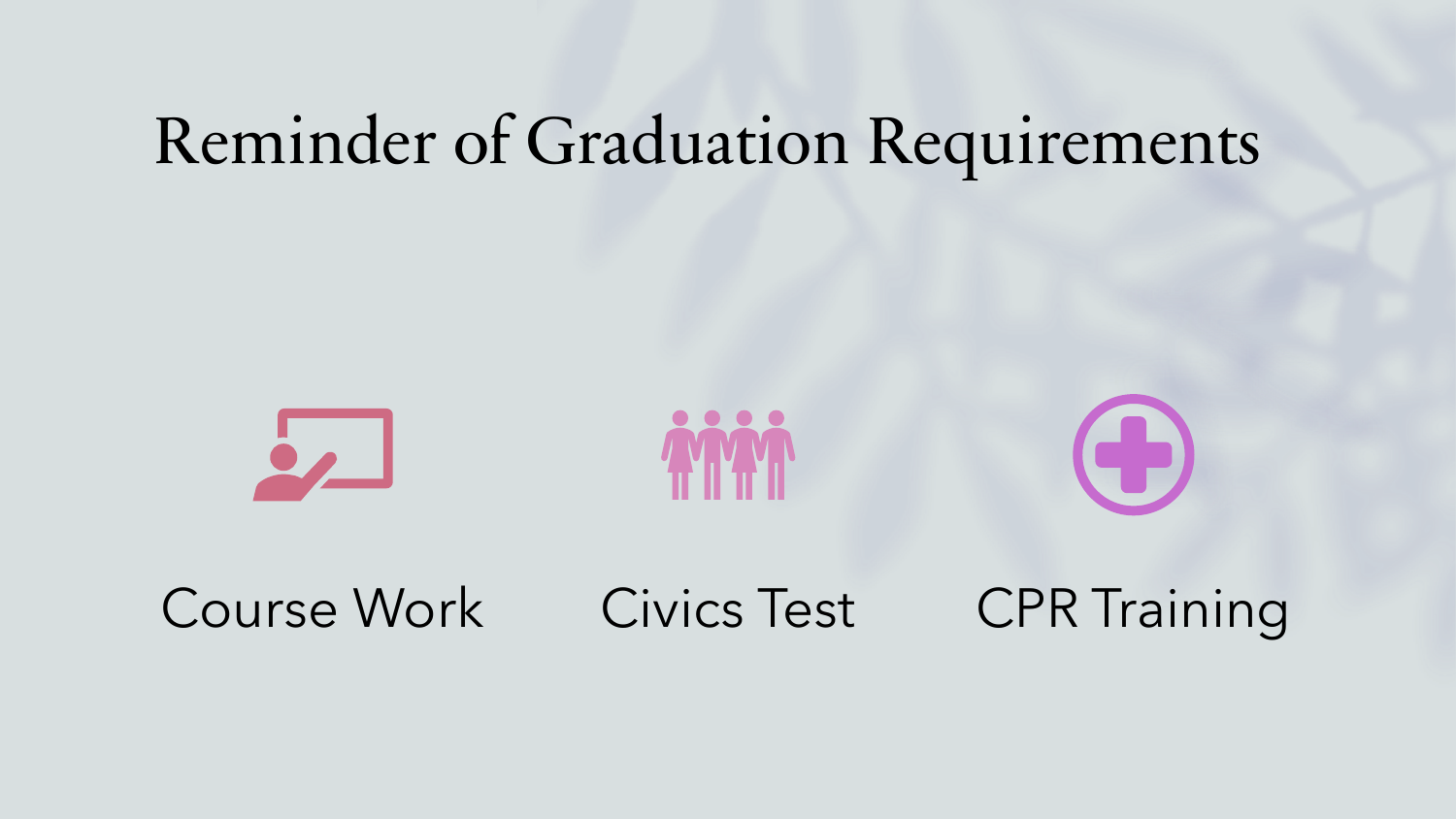# Reminder of Graduation Requirements

- Course Work
- Civics Test
- CPR Training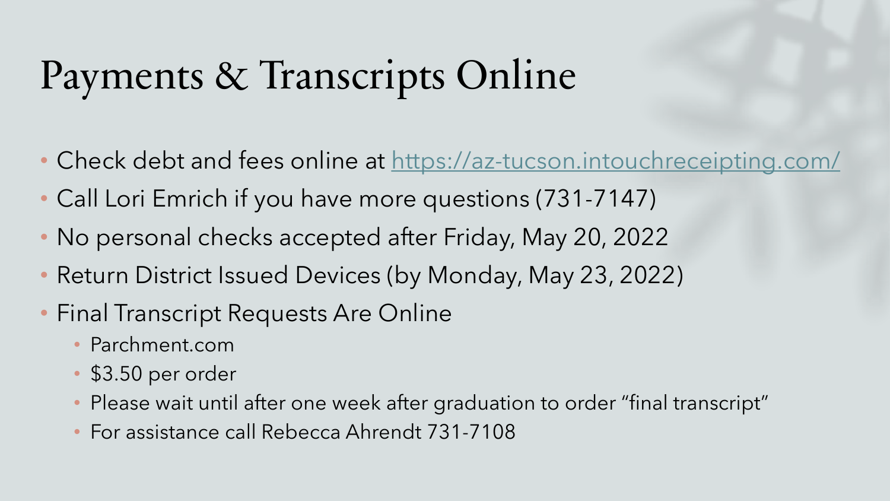# Payments & Transcripts Online

- Check debt and fees online at [https://az-tucson.intouchreceipting.com/](https://az-tucson.intouchreceipting.com/)
- Call Lori Emrich if you have more questions (731-7147)
- No personal checks accepted after Friday, May 20, 2022
- Return District Issued Devices (by Monday, May 23, 2022)
- Final Transcript Requests Are Online
  - Parchment.com
  - $3.50 per order
  - Please wait until after one week after graduation to order "final transcript"
  - For assistance call Rebecca Ahrendt 731-7108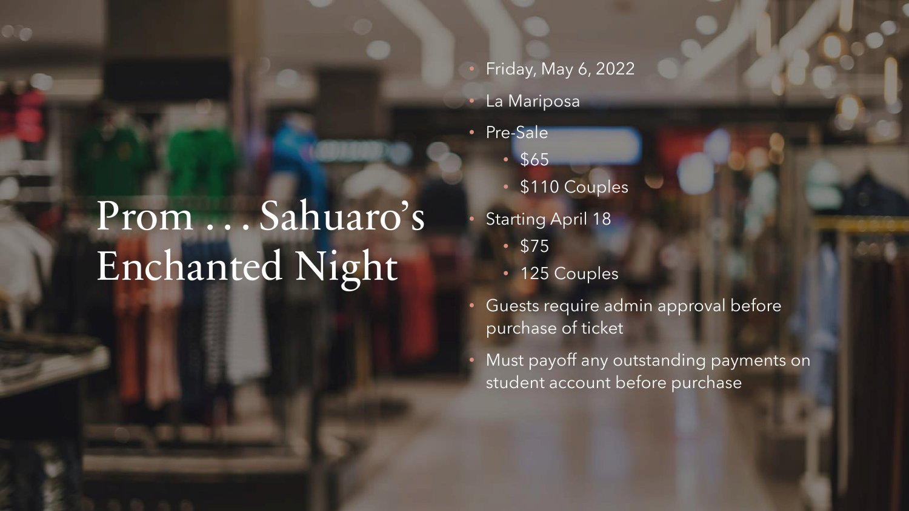# Prom . . . Sahuaro's Enchanted Night

- Friday, May 6, 2022
- La Mariposa
- Pre-Sale
  - $65
  - $110 Couples
- Starting April 18
  - $75
  - 125 Couples
- Guests require admin approval before purchase of ticket
- Must payoff any outstanding payments on student account before purchase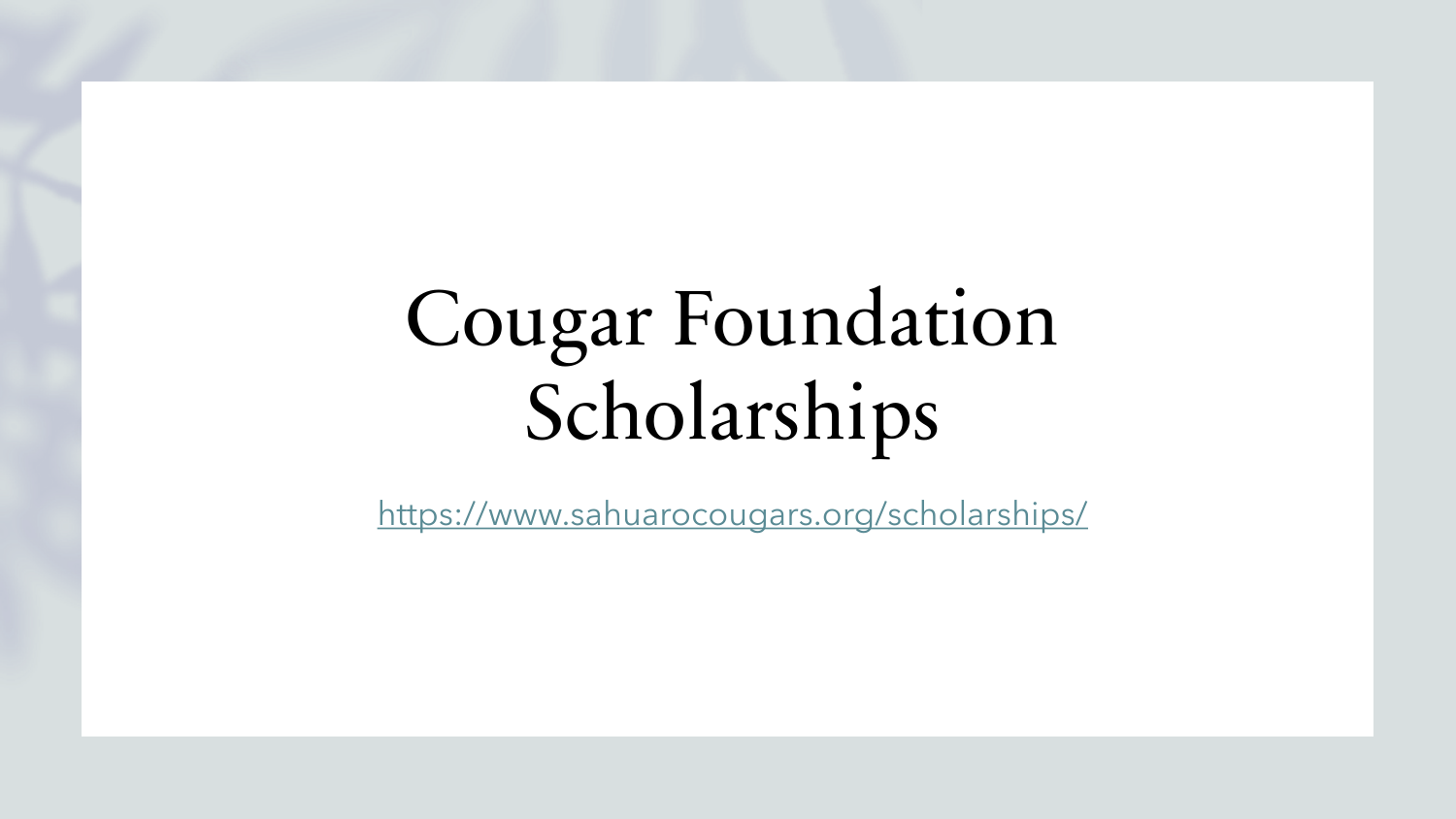# Cougar Foundation Scholarships

https://www.sahuarocougars.org/scholarships/